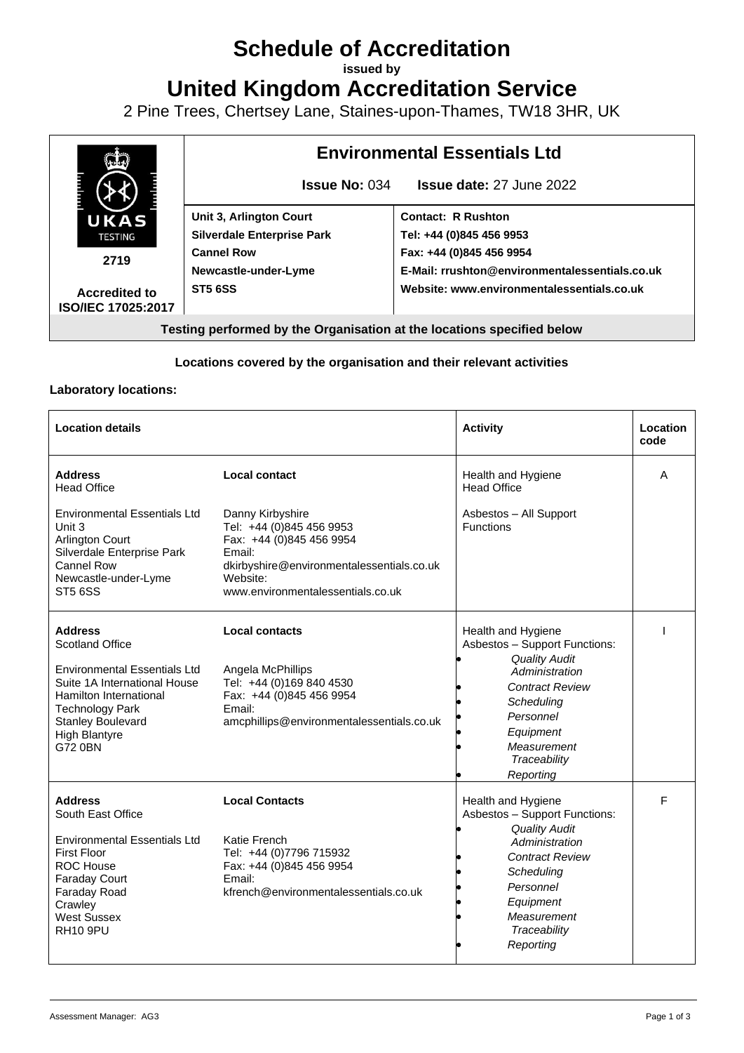# Schedule of Accreditation

**issued by**

# United Kingdom Accreditation Service

2 Pine Trees, Chertsey Lane, Staines-upon-Thames, TW18 3HR, UK

| UKAS TESTING 2719 Accredited to ISO/IEC 17025:2017 | **Environmental Essentials Ltd** **Issue No:** 034 **Issue date:** 27 June 2022 | |
|---|---|---|
| | **Unit 3, Arlington Court** **Silverdale Enterprise Park** **Cannel Row** **Newcastle-under-Lyme** **ST5 6SS** | **Contact: R Rushton** **Tel: +44 (0)845 456 9953** **Fax: +44 (0)845 456 9954** **E-Mail: rrushton@environmentalessentials.co.uk** **Website: www.environmentalessentials.co.uk** |
| **Testing performed by the Organisation at the locations specified below** | | |

**Locations covered by the organisation and their relevant activities**

**Laboratory locations:**

| Location details | | Activity | Location code |
|---|---|---|---|
| **Address** Head Office<br><br>Environmental Essentials Ltd Unit 3 Arlington Court Silverdale Enterprise Park Cannel Row Newcastle-under-Lyme ST5 6SS | **Local contact**<br><br>Danny Kirbyshire Tel: +44 (0)845 456 9953 Fax: +44 (0)845 456 9954 Email: dkirbyshire@environmentalessentials.co.uk Website: www.environmentalessentials.co.uk | Health and Hygiene Head Office<br><br>Asbestos – All Support Functions | A |
| **Address** Scotland Office<br><br>Environmental Essentials Ltd Suite 1A International House Hamilton International Technology Park Stanley Boulevard High Blantyre G72 0BN | **Local contacts**<br><br>Angela McPhillips Tel: +44 (0)169 840 4530 Fax: +44 (0)845 456 9954 Email: amcphillips@environmentalessentials.co.uk | Health and Hygiene Asbestos – Support Functions:<br>• *Quality Audit Administration*<br>• *Contract Review*<br>• *Scheduling*<br>• *Personnel*<br>• *Equipment*<br>• *Measurement Traceability*<br>• *Reporting* | I |
| **Address** South East Office<br><br>Environmental Essentials Ltd First Floor ROC House Faraday Court Faraday Road Crawley West Sussex RH10 9PU | **Local Contacts**<br><br>Katie French Tel: +44 (0)7796 715932 Fax: +44 (0)845 456 9954 Email: kfrench@environmentalessentials.co.uk | Health and Hygiene Asbestos – Support Functions:<br>• *Quality Audit Administration*<br>• *Contract Review*<br>• *Scheduling*<br>• *Personnel*<br>• *Equipment*<br>• *Measurement Traceability*<br>• *Reporting* | F |

Assessment Manager: AG3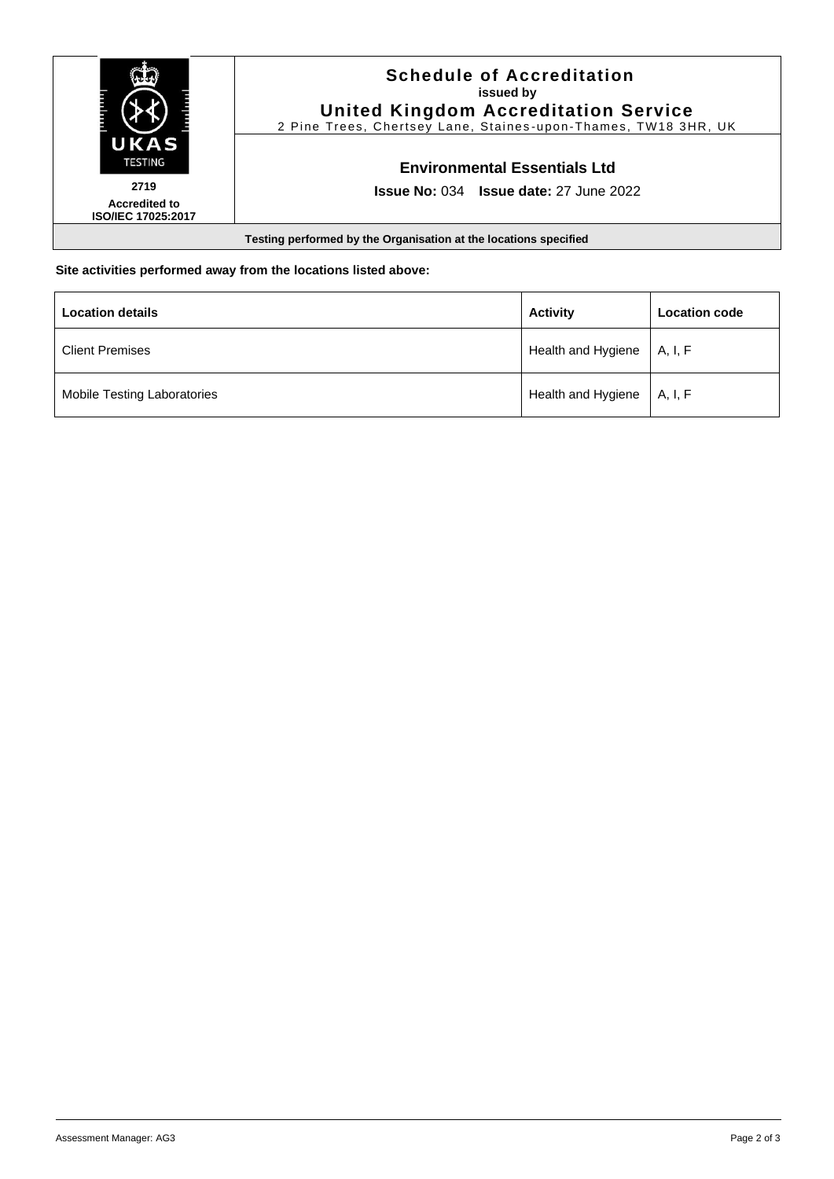# Schedule of Accreditation
**issued by**
**United Kingdom Accreditation Service**
2 Pine Trees, Chertsey Lane, Staines-upon-Thames, TW18 3HR, UK

UKAS TESTING

**2719**
**Accredited to ISO/IEC 17025:2017**

## Environmental Essentials Ltd

**Issue No:** 034 **Issue date:** 27 June 2022

**Testing performed by the Organisation at the locations specified**

**Site activities performed away from the locations listed above:**

| **Location details** | **Activity** | **Location code** |
|---|---|---|
| Client Premises | Health and Hygiene | A, I, F |
| Mobile Testing Laboratories | Health and Hygiene | A, I, F |

Assessment Manager: AG3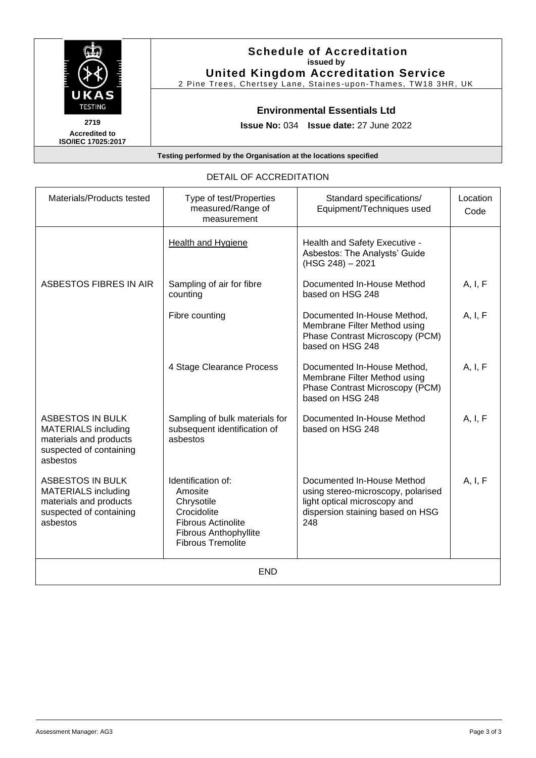**2719**
**Accredited to ISO/IEC 17025:2017**

# Schedule of Accreditation
**issued by**
## United Kingdom Accreditation Service
2 Pine Trees, Chertsey Lane, Staines-upon-Thames, TW18 3HR, UK

### Environmental Essentials Ltd

**Issue No:** 034 **Issue date:** 27 June 2022

**Testing performed by the Organisation at the locations specified**

DETAIL OF ACCREDITATION

| Materials/Products tested | Type of test/Properties measured/Range of measurement | Standard specifications/ Equipment/Techniques used | Location Code |
|---|---|---|---|
| | Health and Hygiene | Health and Safety Executive - Asbestos: The Analysts' Guide (HSG 248) – 2021 | |
| ASBESTOS FIBRES IN AIR | Sampling of air for fibre counting | Documented In-House Method based on HSG 248 | A, I, F |
| | Fibre counting | Documented In-House Method, Membrane Filter Method using Phase Contrast Microscopy (PCM) based on HSG 248 | A, I, F |
| | 4 Stage Clearance Process | Documented In-House Method, Membrane Filter Method using Phase Contrast Microscopy (PCM) based on HSG 248 | A, I, F |
| ASBESTOS IN BULK MATERIALS including materials and products suspected of containing asbestos | Sampling of bulk materials for subsequent identification of asbestos | Documented In-House Method based on HSG 248 | A, I, F |
| ASBESTOS IN BULK MATERIALS including materials and products suspected of containing asbestos | Identification of: Amosite, Chrysotile, Crocidolite, Fibrous Actinolite, Fibrous Anthophyllite, Fibrous Tremolite | Documented In-House Method using stereo-microscopy, polarised light optical microscopy and dispersion staining based on HSG 248 | A, I, F |

END

Assessment Manager: AG3